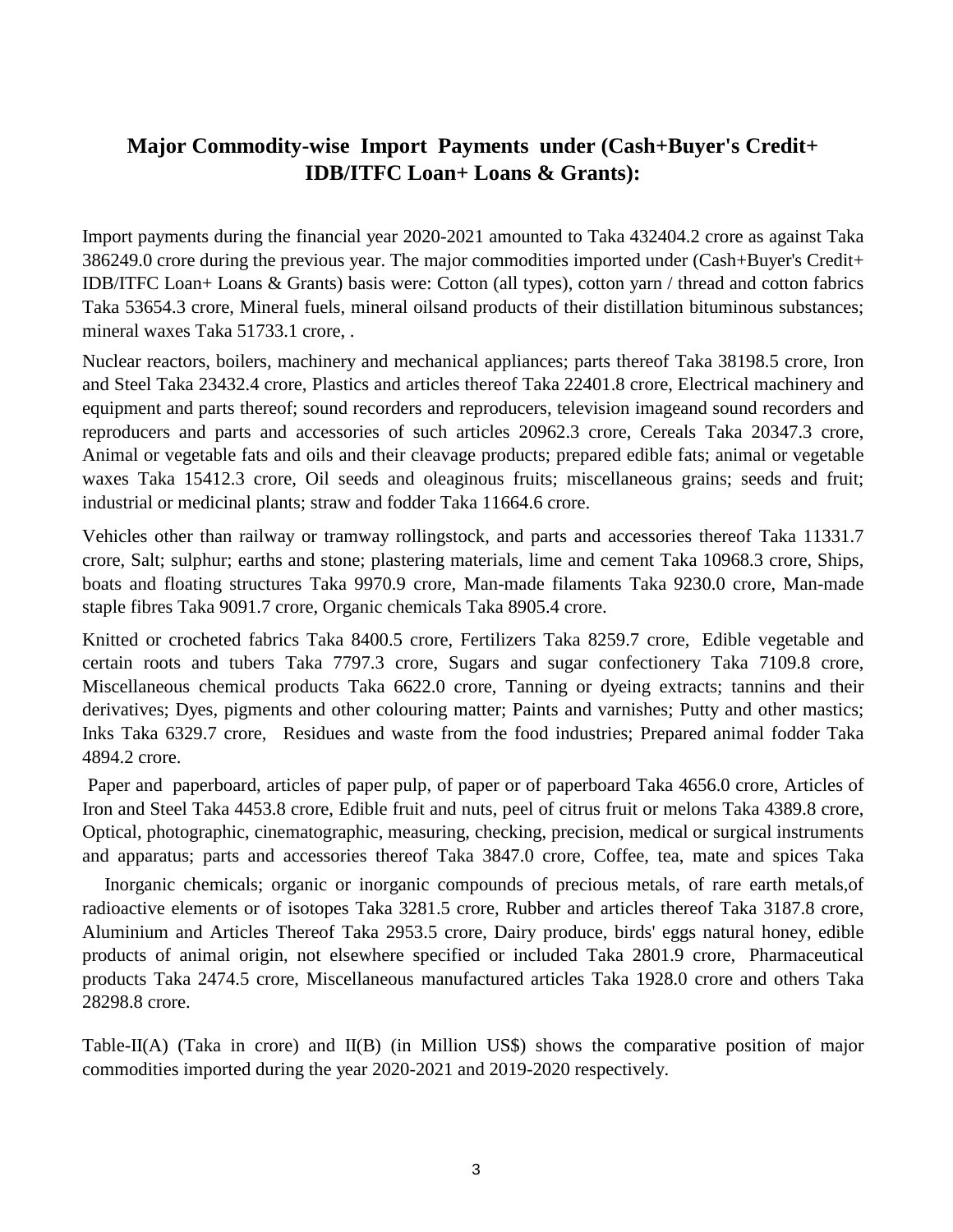## Major Commodity-wise Import Payments under (Cash+Buyer's Credit+ IDB/ITFC Loan+ Loans & Grants):

Import payments during the financial year 2020-2021 amounted to Taka 432404.2 crore as against Taka 386249.0 crore during the previous year. The major commodities imported under (Cash+Buyer's Credit+ IDB/ITFC Loan+ Loans & Grants) basis were: Cotton (all types), cotton yarn / thread and cotton fabrics Taka 53654.3 crore, Mineral fuels, mineral oilsand products of their distillation bituminous substances; mineral waxes Taka 51733.1 crore, .

Nuclear reactors, boilers, machinery and mechanical appliances; parts thereof Taka 38198.5 crore, Iron and Steel Taka 23432.4 crore, Plastics and articles thereof Taka 22401.8 crore, Electrical machinery and equipment and parts thereof; sound recorders and reproducers, television imageand sound recorders and reproducers and parts and accessories of such articles 20962.3 crore, Cereals Taka 20347.3 crore, Animal or vegetable fats and oils and their cleavage products; prepared edible fats; animal or vegetable waxes Taka 15412.3 crore, Oil seeds and oleaginous fruits; miscellaneous grains; seeds and fruit; industrial or medicinal plants; straw and fodder Taka 11664.6 crore.

Vehicles other than railway or tramway rollingstock, and parts and accessories thereof Taka 11331.7 crore, Salt; sulphur; earths and stone; plastering materials, lime and cement Taka 10968.3 crore, Ships, boats and floating structures Taka 9970.9 crore, Man-made filaments Taka 9230.0 crore, Man-made staple fibres Taka 9091.7 crore, Organic chemicals Taka 8905.4 crore.

Knitted or crocheted fabrics Taka 8400.5 crore, Fertilizers Taka 8259.7 crore, Edible vegetable and certain roots and tubers Taka 7797.3 crore, Sugars and sugar confectionery Taka 7109.8 crore, Miscellaneous chemical products Taka 6622.0 crore, Tanning or dyeing extracts; tannins and their derivatives; Dyes, pigments and other colouring matter; Paints and varnishes; Putty and other mastics; Inks Taka 6329.7 crore, Residues and waste from the food industries; Prepared animal fodder Taka 4894.2 crore.

Paper and paperboard, articles of paper pulp, of paper or of paperboard Taka 4656.0 crore, Articles of Iron and Steel Taka 4453.8 crore, Edible fruit and nuts, peel of citrus fruit or melons Taka 4389.8 crore, Optical, photographic, cinematographic, measuring, checking, precision, medical or surgical instruments and apparatus; parts and accessories thereof Taka 3847.0 crore, Coffee, tea, mate and spices Taka

Inorganic chemicals; organic or inorganic compounds of precious metals, of rare earth metals,of radioactive elements or of isotopes Taka 3281.5 crore, Rubber and articles thereof Taka 3187.8 crore, Aluminium and Articles Thereof Taka 2953.5 crore, Dairy produce, birds' eggs natural honey, edible products of animal origin, not elsewhere specified or included Taka 2801.9 crore, Pharmaceutical products Taka 2474.5 crore, Miscellaneous manufactured articles Taka 1928.0 crore and others Taka 28298.8 crore.

Table-II(A) (Taka in crore) and II(B) (in Million US$) shows the comparative position of major commodities imported during the year 2020-2021 and 2019-2020 respectively.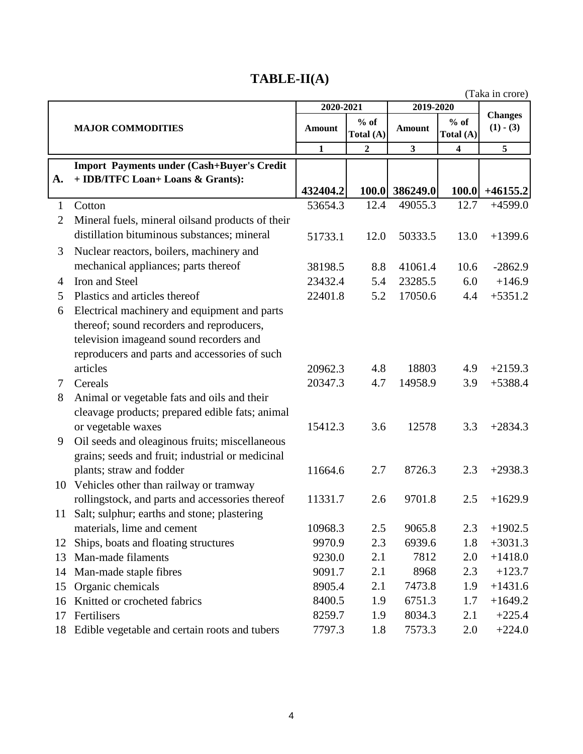# TABLE-II(A)

(Taka in crore)

| | MAJOR COMMODITIES | 2020-2021 | | 2019-2020 | | Changes (1) - (3) |
|---|---|---|---|---|---|---|
| | | Amount | % of Total (A) | Amount | % of Total (A) | |
| | | 1 | 2 | 3 | 4 | 5 |
| **A.** | **Import Payments under (Cash+Buyer's Credit + IDB/ITFC Loan+ Loans & Grants):** | **432404.2** | **100.0** | **386249.0** | **100.0** | **+46155.2** |
| 1 | Cotton | 53654.3 | 12.4 | 49055.3 | 12.7 | +4599.0 |
| 2 | Mineral fuels, mineral oilsand products of their distillation bituminous substances; mineral | 51733.1 | 12.0 | 50333.5 | 13.0 | +1399.6 |
| 3 | Nuclear reactors, boilers, machinery and mechanical appliances; parts thereof | 38198.5 | 8.8 | 41061.4 | 10.6 | -2862.9 |
| 4 | Iron and Steel | 23432.4 | 5.4 | 23285.5 | 6.0 | +146.9 |
| 5 | Plastics and articles thereof | 22401.8 | 5.2 | 17050.6 | 4.4 | +5351.2 |
| 6 | Electrical machinery and equipment and parts thereof; sound recorders and reproducers, television imageand sound recorders and reproducers and parts and accessories of such articles | 20962.3 | 4.8 | 18803 | 4.9 | +2159.3 |
| 7 | Cereals | 20347.3 | 4.7 | 14958.9 | 3.9 | +5388.4 |
| 8 | Animal or vegetable fats and oils and their cleavage products; prepared edible fats; animal or vegetable waxes | 15412.3 | 3.6 | 12578 | 3.3 | +2834.3 |
| 9 | Oil seeds and oleaginous fruits; miscellaneous grains; seeds and fruit; industrial or medicinal plants; straw and fodder | 11664.6 | 2.7 | 8726.3 | 2.3 | +2938.3 |
| 10 | Vehicles other than railway or tramway rollingstock, and parts and accessories thereof | 11331.7 | 2.6 | 9701.8 | 2.5 | +1629.9 |
| 11 | Salt; sulphur; earths and stone; plastering materials, lime and cement | 10968.3 | 2.5 | 9065.8 | 2.3 | +1902.5 |
| 12 | Ships, boats and floating structures | 9970.9 | 2.3 | 6939.6 | 1.8 | +3031.3 |
| 13 | Man-made filaments | 9230.0 | 2.1 | 7812 | 2.0 | +1418.0 |
| 14 | Man-made staple fibres | 9091.7 | 2.1 | 8968 | 2.3 | +123.7 |
| 15 | Organic chemicals | 8905.4 | 2.1 | 7473.8 | 1.9 | +1431.6 |
| 16 | Knitted or crocheted fabrics | 8400.5 | 1.9 | 6751.3 | 1.7 | +1649.2 |
| 17 | Fertilisers | 8259.7 | 1.9 | 8034.3 | 2.1 | +225.4 |
| 18 | Edible vegetable and certain roots and tubers | 7797.3 | 1.8 | 7573.3 | 2.0 | +224.0 |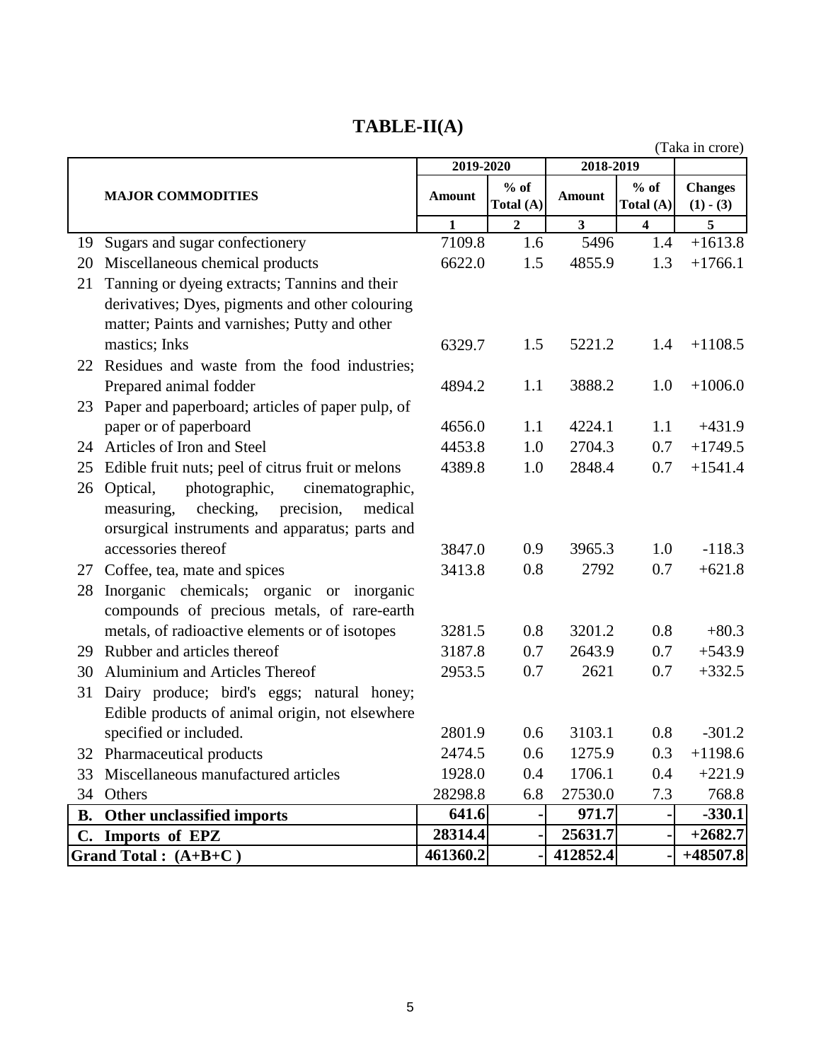# TABLE-II(A)

(Taka in crore)

| | MAJOR COMMODITIES | 2019-2020 | | 2018-2019 | | |
|---|---|---|---|---|---|---|
| | | Amount | % of Total (A) | Amount | % of Total (A) | Changes (1) - (3) |
| | | 1 | 2 | 3 | 4 | 5 |
| 19 | Sugars and sugar confectionery | 7109.8 | 1.6 | 5496 | 1.4 | +1613.8 |
| 20 | Miscellaneous chemical products | 6622.0 | 1.5 | 4855.9 | 1.3 | +1766.1 |
| 21 | Tanning or dyeing extracts; Tannins and their derivatives; Dyes, pigments and other colouring matter; Paints and varnishes; Putty and other mastics; Inks | 6329.7 | 1.5 | 5221.2 | 1.4 | +1108.5 |
| 22 | Residues and waste from the food industries; Prepared animal fodder | 4894.2 | 1.1 | 3888.2 | 1.0 | +1006.0 |
| 23 | Paper and paperboard; articles of paper pulp, of paper or of paperboard | 4656.0 | 1.1 | 4224.1 | 1.1 | +431.9 |
| 24 | Articles of Iron and Steel | 4453.8 | 1.0 | 2704.3 | 0.7 | +1749.5 |
| 25 | Edible fruit nuts; peel of citrus fruit or melons | 4389.8 | 1.0 | 2848.4 | 0.7 | +1541.4 |
| 26 | Optical, photographic, cinematographic, measuring, checking, precision, medical orsurgical instruments and apparatus; parts and accessories thereof | 3847.0 | 0.9 | 3965.3 | 1.0 | -118.3 |
| 27 | Coffee, tea, mate and spices | 3413.8 | 0.8 | 2792 | 0.7 | +621.8 |
| 28 | Inorganic chemicals; organic or inorganic compounds of precious metals, of rare-earth metals, of radioactive elements or of isotopes | 3281.5 | 0.8 | 3201.2 | 0.8 | +80.3 |
| 29 | Rubber and articles thereof | 3187.8 | 0.7 | 2643.9 | 0.7 | +543.9 |
| 30 | Aluminium and Articles Thereof | 2953.5 | 0.7 | 2621 | 0.7 | +332.5 |
| 31 | Dairy produce; bird's eggs; natural honey; Edible products of animal origin, not elsewhere specified or included. | 2801.9 | 0.6 | 3103.1 | 0.8 | -301.2 |
| 32 | Pharmaceutical products | 2474.5 | 0.6 | 1275.9 | 0.3 | +1198.6 |
| 33 | Miscellaneous manufactured articles | 1928.0 | 0.4 | 1706.1 | 0.4 | +221.9 |
| 34 | Others | 28298.8 | 6.8 | 27530.0 | 7.3 | 768.8 |
| **B.** | **Other unclassified imports** | **641.6** | - | **971.7** | - | **-330.1** |
| **C.** | **Imports of EPZ** | **28314.4** | - | **25631.7** | - | **+2682.7** |
| **Grand Total : (A+B+C )** | | **461360.2** | - | **412852.4** | - | **+48507.8** |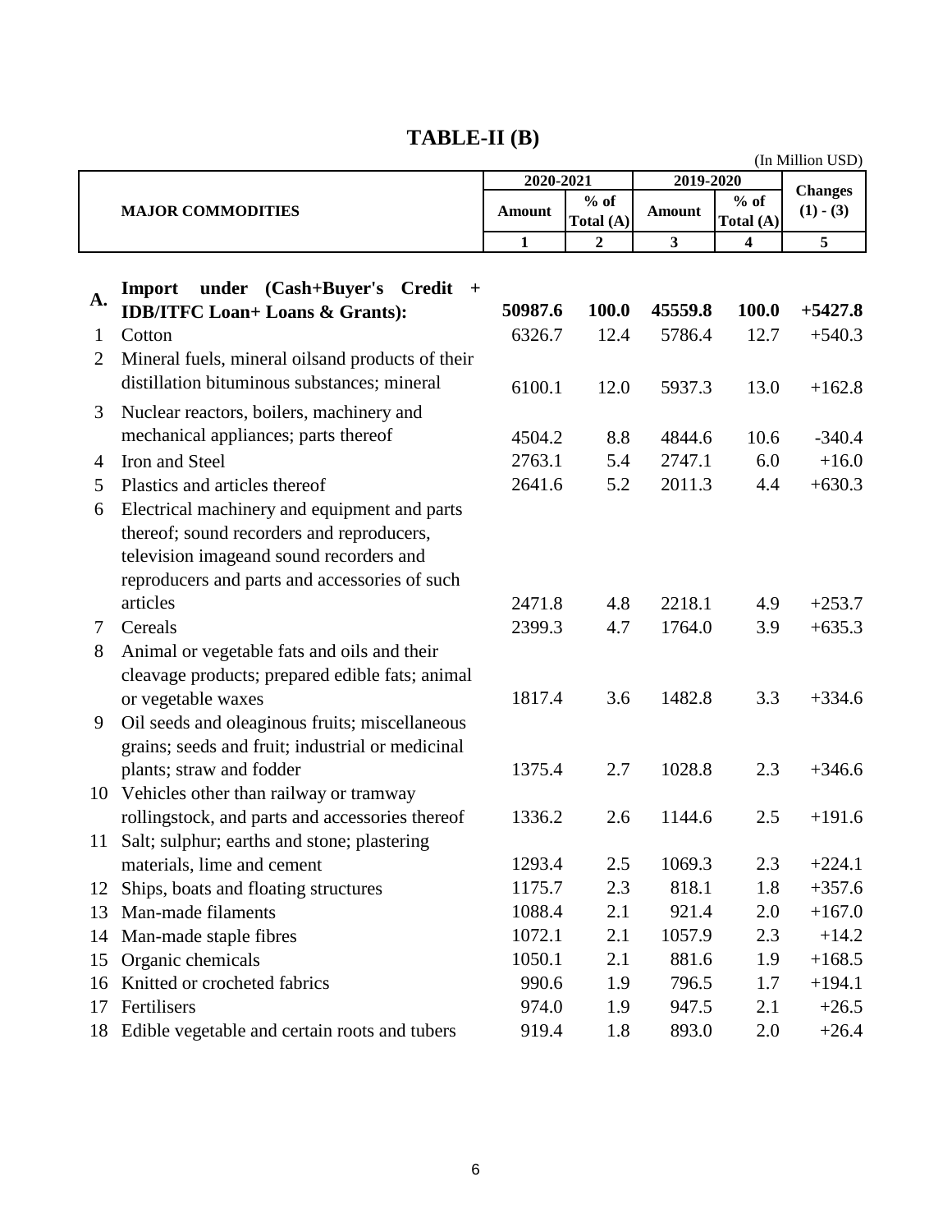# TABLE-II (B)

(In Million USD)

| | MAJOR COMMODITIES | 2020-2021 | | 2019-2020 | | Changes (1) - (3) |
|---|---|---|---|---|---|---|
| | | Amount | % of Total (A) | Amount | % of Total (A) | |
| | | 1 | 2 | 3 | 4 | 5 |
| **A.** | **Import under (Cash+Buyer's Credit + IDB/ITFC Loan+ Loans & Grants):** | **50987.6** | **100.0** | **45559.8** | **100.0** | **+5427.8** |
| 1 | Cotton | 6326.7 | 12.4 | 5786.4 | 12.7 | +540.3 |
| 2 | Mineral fuels, mineral oilsand products of their distillation bituminous substances; mineral | 6100.1 | 12.0 | 5937.3 | 13.0 | +162.8 |
| 3 | Nuclear reactors, boilers, machinery and mechanical appliances; parts thereof | 4504.2 | 8.8 | 4844.6 | 10.6 | -340.4 |
| 4 | Iron and Steel | 2763.1 | 5.4 | 2747.1 | 6.0 | +16.0 |
| 5 | Plastics and articles thereof | 2641.6 | 5.2 | 2011.3 | 4.4 | +630.3 |
| 6 | Electrical machinery and equipment and parts thereof; sound recorders and reproducers, television imageand sound recorders and reproducers and parts and accessories of such articles | 2471.8 | 4.8 | 2218.1 | 4.9 | +253.7 |
| 7 | Cereals | 2399.3 | 4.7 | 1764.0 | 3.9 | +635.3 |
| 8 | Animal or vegetable fats and oils and their cleavage products; prepared edible fats; animal or vegetable waxes | 1817.4 | 3.6 | 1482.8 | 3.3 | +334.6 |
| 9 | Oil seeds and oleaginous fruits; miscellaneous grains; seeds and fruit; industrial or medicinal plants; straw and fodder | 1375.4 | 2.7 | 1028.8 | 2.3 | +346.6 |
| 10 | Vehicles other than railway or tramway rollingstock, and parts and accessories thereof | 1336.2 | 2.6 | 1144.6 | 2.5 | +191.6 |
| 11 | Salt; sulphur; earths and stone; plastering materials, lime and cement | 1293.4 | 2.5 | 1069.3 | 2.3 | +224.1 |
| 12 | Ships, boats and floating structures | 1175.7 | 2.3 | 818.1 | 1.8 | +357.6 |
| 13 | Man-made filaments | 1088.4 | 2.1 | 921.4 | 2.0 | +167.0 |
| 14 | Man-made staple fibres | 1072.1 | 2.1 | 1057.9 | 2.3 | +14.2 |
| 15 | Organic chemicals | 1050.1 | 2.1 | 881.6 | 1.9 | +168.5 |
| 16 | Knitted or crocheted fabrics | 990.6 | 1.9 | 796.5 | 1.7 | +194.1 |
| 17 | Fertilisers | 974.0 | 1.9 | 947.5 | 2.1 | +26.5 |
| 18 | Edible vegetable and certain roots and tubers | 919.4 | 1.8 | 893.0 | 2.0 | +26.4 |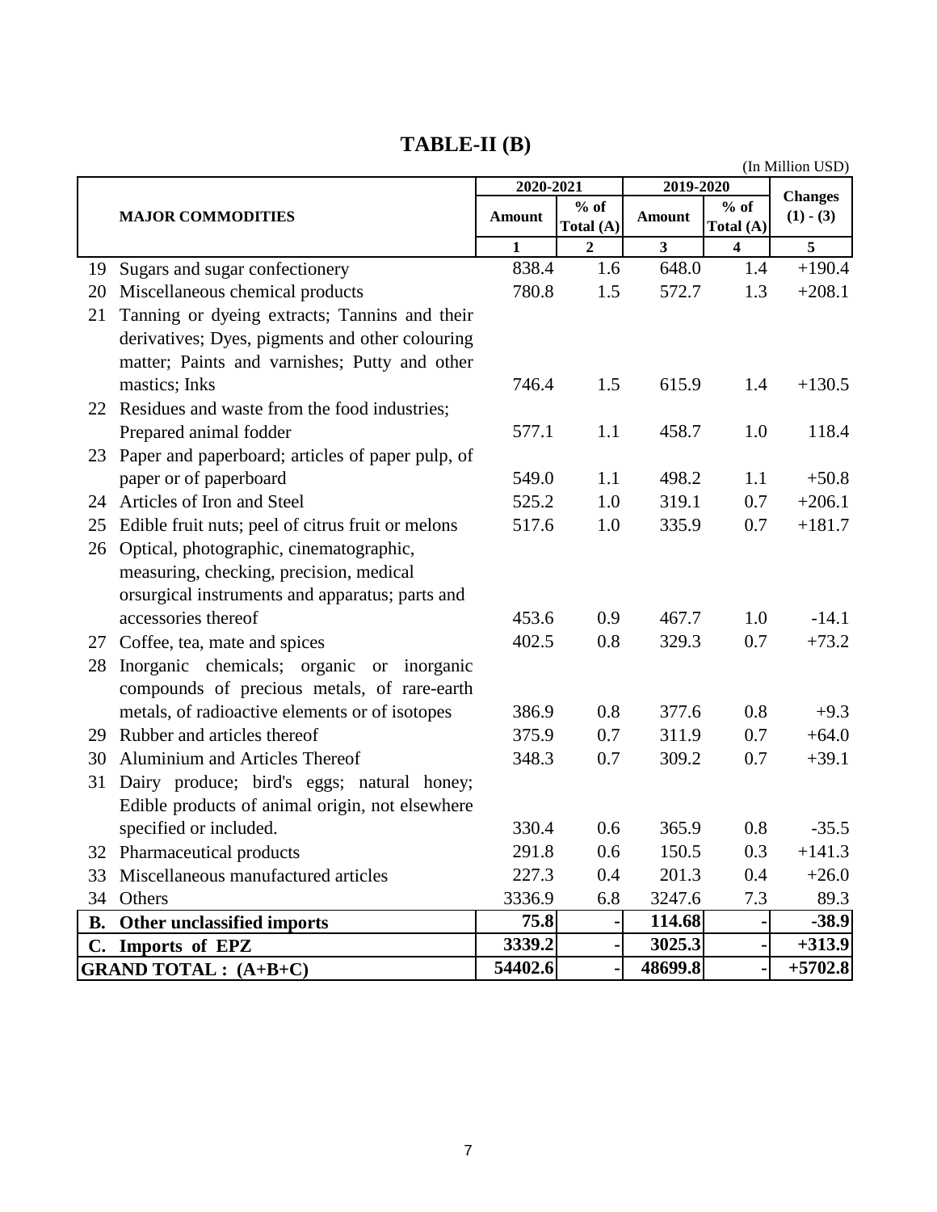# TABLE-II (B)

(In Million USD)

| | MAJOR COMMODITIES | 2020-2021 | | 2019-2020 | | Changes (1) - (3) |
|---|---|---|---|---|---|---|
| | | Amount | % of Total (A) | Amount | % of Total (A) | |
| | | 1 | 2 | 3 | 4 | 5 |
| 19 | Sugars and sugar confectionery | 838.4 | 1.6 | 648.0 | 1.4 | +190.4 |
| 20 | Miscellaneous chemical products | 780.8 | 1.5 | 572.7 | 1.3 | +208.1 |
| 21 | Tanning or dyeing extracts; Tannins and their derivatives; Dyes, pigments and other colouring matter; Paints and varnishes; Putty and other mastics; Inks | 746.4 | 1.5 | 615.9 | 1.4 | +130.5 |
| 22 | Residues and waste from the food industries; Prepared animal fodder | 577.1 | 1.1 | 458.7 | 1.0 | 118.4 |
| 23 | Paper and paperboard; articles of paper pulp, of paper or of paperboard | 549.0 | 1.1 | 498.2 | 1.1 | +50.8 |
| 24 | Articles of Iron and Steel | 525.2 | 1.0 | 319.1 | 0.7 | +206.1 |
| 25 | Edible fruit nuts; peel of citrus fruit or melons | 517.6 | 1.0 | 335.9 | 0.7 | +181.7 |
| 26 | Optical, photographic, cinematographic, measuring, checking, precision, medical orsurgical instruments and apparatus; parts and accessories thereof | 453.6 | 0.9 | 467.7 | 1.0 | -14.1 |
| 27 | Coffee, tea, mate and spices | 402.5 | 0.8 | 329.3 | 0.7 | +73.2 |
| 28 | Inorganic chemicals; organic or inorganic compounds of precious metals, of rare-earth metals, of radioactive elements or of isotopes | 386.9 | 0.8 | 377.6 | 0.8 | +9.3 |
| 29 | Rubber and articles thereof | 375.9 | 0.7 | 311.9 | 0.7 | +64.0 |
| 30 | Aluminium and Articles Thereof | 348.3 | 0.7 | 309.2 | 0.7 | +39.1 |
| 31 | Dairy produce; bird's eggs; natural honey; Edible products of animal origin, not elsewhere specified or included. | 330.4 | 0.6 | 365.9 | 0.8 | -35.5 |
| 32 | Pharmaceutical products | 291.8 | 0.6 | 150.5 | 0.3 | +141.3 |
| 33 | Miscellaneous manufactured articles | 227.3 | 0.4 | 201.3 | 0.4 | +26.0 |
| 34 | Others | 3336.9 | 6.8 | 3247.6 | 7.3 | 89.3 |
| **B.** | **Other unclassified imports** | **75.8** | - | **114.68** | - | **-38.9** |
| **C.** | **Imports of EPZ** | **3339.2** | - | **3025.3** | - | **+313.9** |
| **GRAND TOTAL : (A+B+C)** | | **54402.6** | - | **48699.8** | - | **+5702.8** |